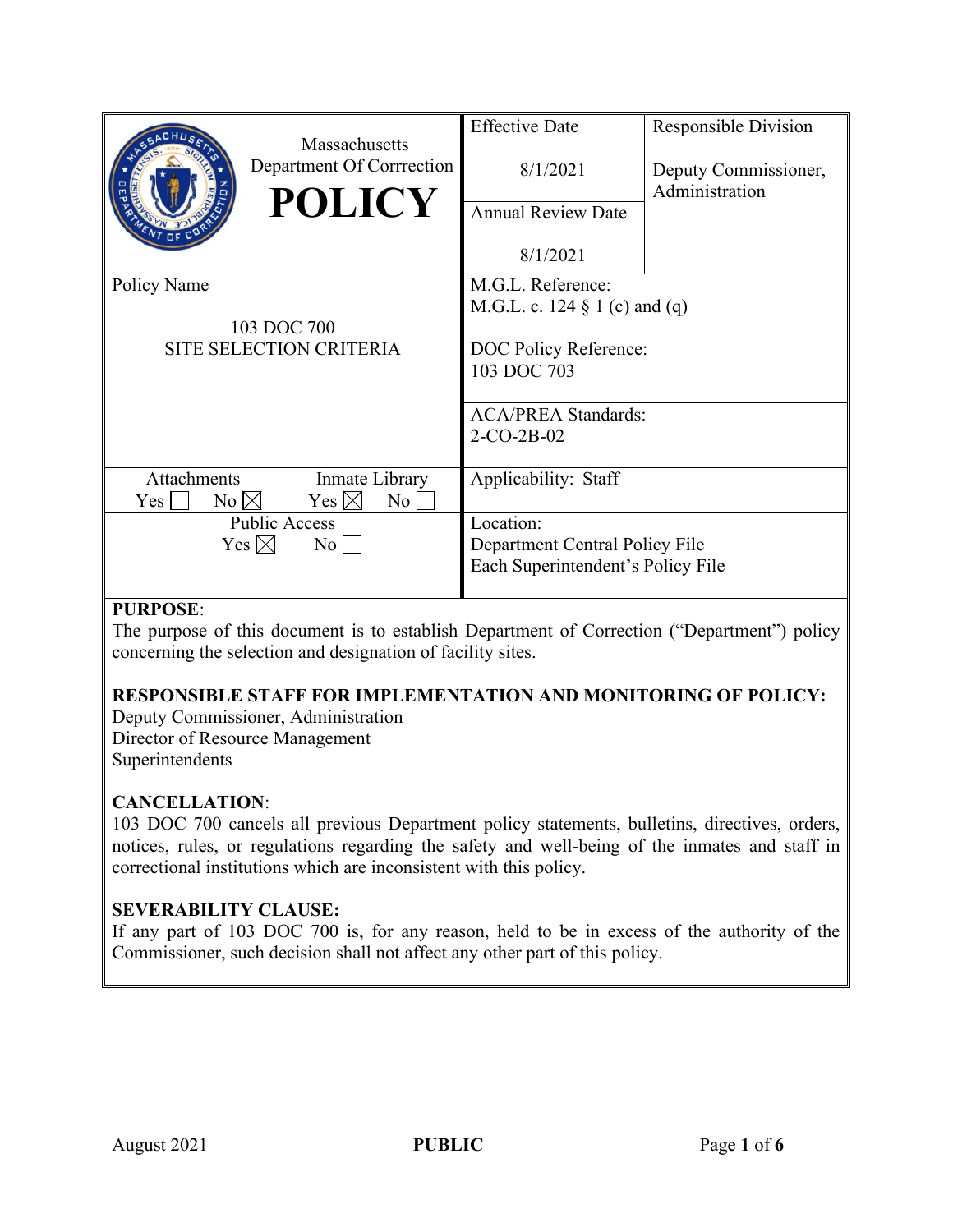| Massachusetts Department Of Corrrection **POLICY** | Effective Date 8/1/2021 | Responsible Division Deputy Commissioner, Administration |
|---|---|---|
| | Annual Review Date 8/1/2021 | |
| Policy Name 103 DOC 700 SITE SELECTION CRITERIA | M.G.L. Reference: M.G.L. c. 124 § 1 (c) and (q) | |
| | DOC Policy Reference: 103 DOC 703 | |
| | ACA/PREA Standards: 2-CO-2B-02 | |
| Attachments Yes ☐ No ☒ / Inmate Library Yes ☒ No ☐ | Applicability: Staff | |
| Public Access Yes ☒ No ☐ | Location: Department Central Policy File Each Superintendent's Policy File | |

**PURPOSE**:
The purpose of this document is to establish Department of Correction ("Department") policy concerning the selection and designation of facility sites.

**RESPONSIBLE STAFF FOR IMPLEMENTATION AND MONITORING OF POLICY:**
Deputy Commissioner, Administration
Director of Resource Management
Superintendents

**CANCELLATION**:
103 DOC 700 cancels all previous Department policy statements, bulletins, directives, orders, notices, rules, or regulations regarding the safety and well-being of the inmates and staff in correctional institutions which are inconsistent with this policy.

**SEVERABILITY CLAUSE:**
If any part of 103 DOC 700 is, for any reason, held to be in excess of the authority of the Commissioner, such decision shall not affect any other part of this policy.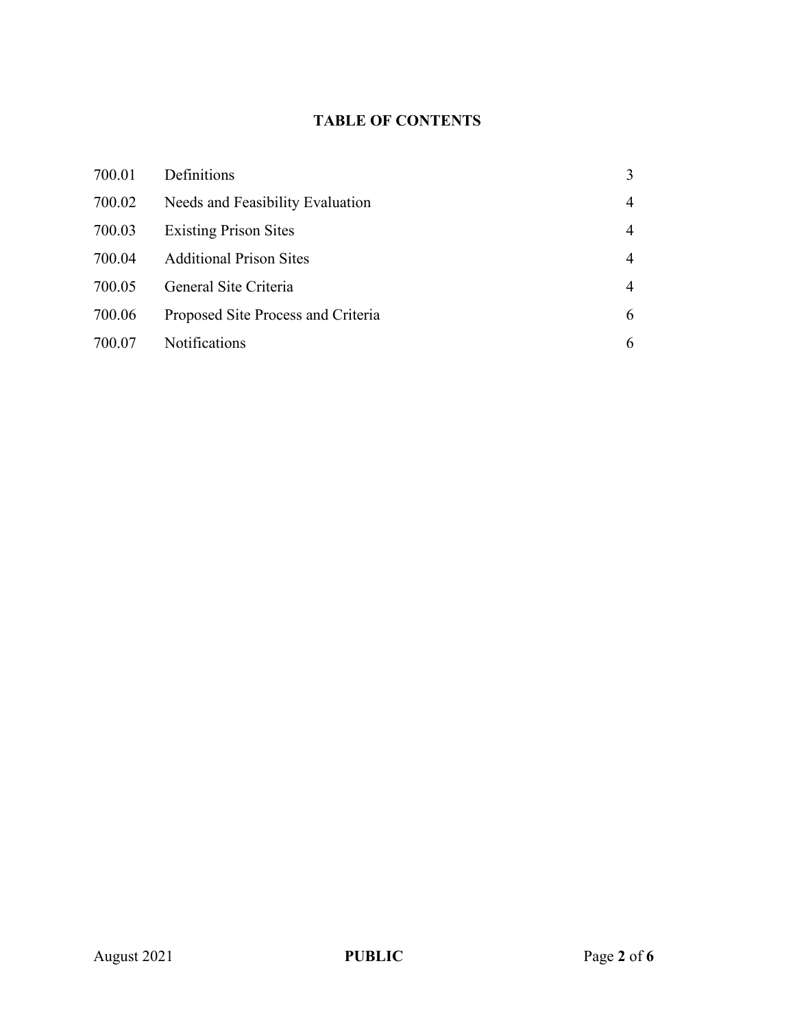## TABLE OF CONTENTS

| | | |
|---|---|---|
| 700.01 | Definitions | 3 |
| 700.02 | Needs and Feasibility Evaluation | 4 |
| 700.03 | Existing Prison Sites | 4 |
| 700.04 | Additional Prison Sites | 4 |
| 700.05 | General Site Criteria | 4 |
| 700.06 | Proposed Site Process and Criteria | 6 |
| 700.07 | Notifications | 6 |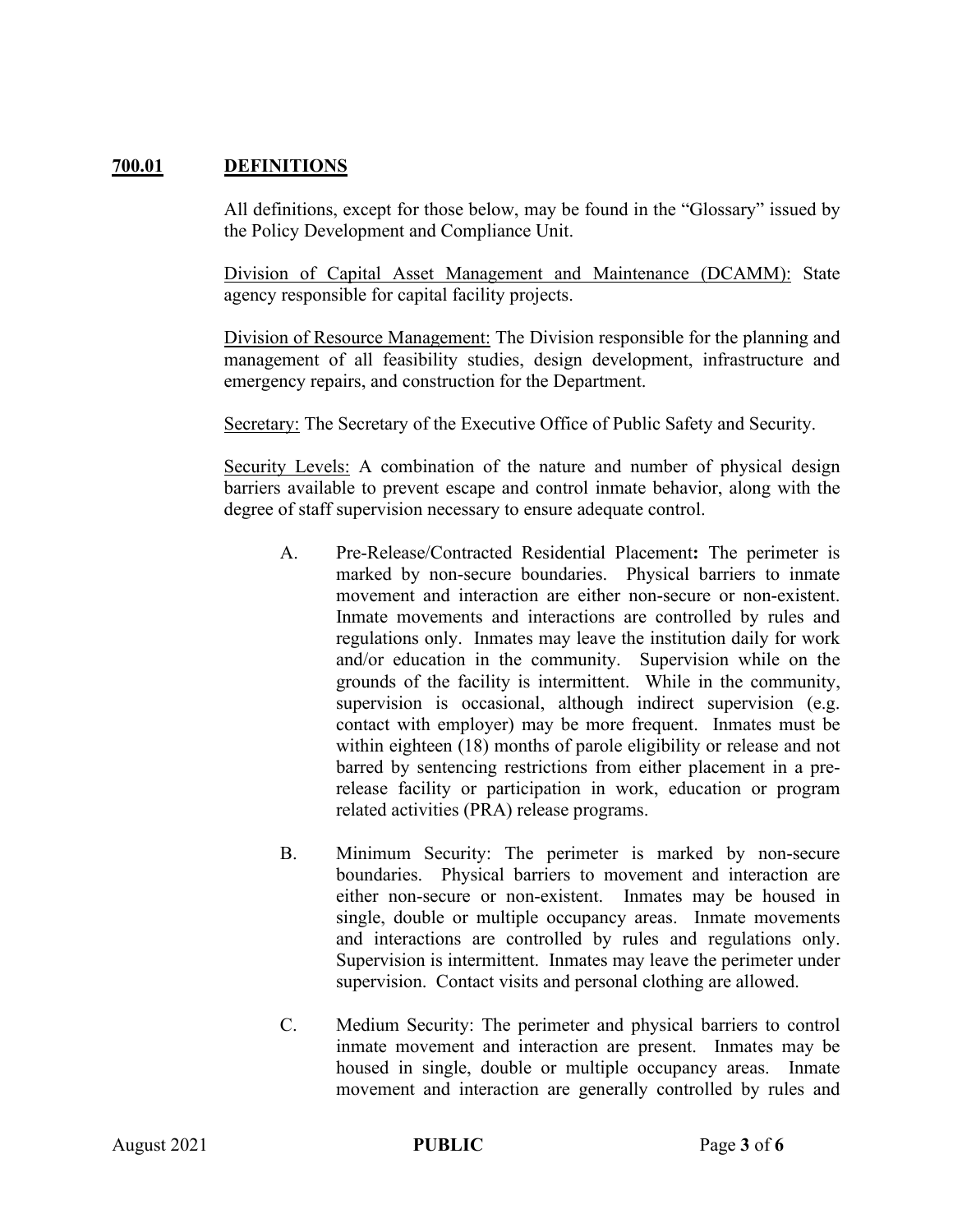## 700.01 DEFINITIONS

All definitions, except for those below, may be found in the "Glossary" issued by the Policy Development and Compliance Unit.

Division of Capital Asset Management and Maintenance (DCAMM): State agency responsible for capital facility projects.

Division of Resource Management: The Division responsible for the planning and management of all feasibility studies, design development, infrastructure and emergency repairs, and construction for the Department.

Secretary: The Secretary of the Executive Office of Public Safety and Security.

Security Levels: A combination of the nature and number of physical design barriers available to prevent escape and control inmate behavior, along with the degree of staff supervision necessary to ensure adequate control.

A. Pre-Release/Contracted Residential Placement**:** The perimeter is marked by non-secure boundaries. Physical barriers to inmate movement and interaction are either non-secure or non-existent. Inmate movements and interactions are controlled by rules and regulations only. Inmates may leave the institution daily for work and/or education in the community. Supervision while on the grounds of the facility is intermittent. While in the community, supervision is occasional, although indirect supervision (e.g. contact with employer) may be more frequent. Inmates must be within eighteen (18) months of parole eligibility or release and not barred by sentencing restrictions from either placement in a pre-release facility or participation in work, education or program related activities (PRA) release programs.

B. Minimum Security: The perimeter is marked by non-secure boundaries. Physical barriers to movement and interaction are either non-secure or non-existent. Inmates may be housed in single, double or multiple occupancy areas. Inmate movements and interactions are controlled by rules and regulations only. Supervision is intermittent. Inmates may leave the perimeter under supervision. Contact visits and personal clothing are allowed.

C. Medium Security: The perimeter and physical barriers to control inmate movement and interaction are present. Inmates may be housed in single, double or multiple occupancy areas. Inmate movement and interaction are generally controlled by rules and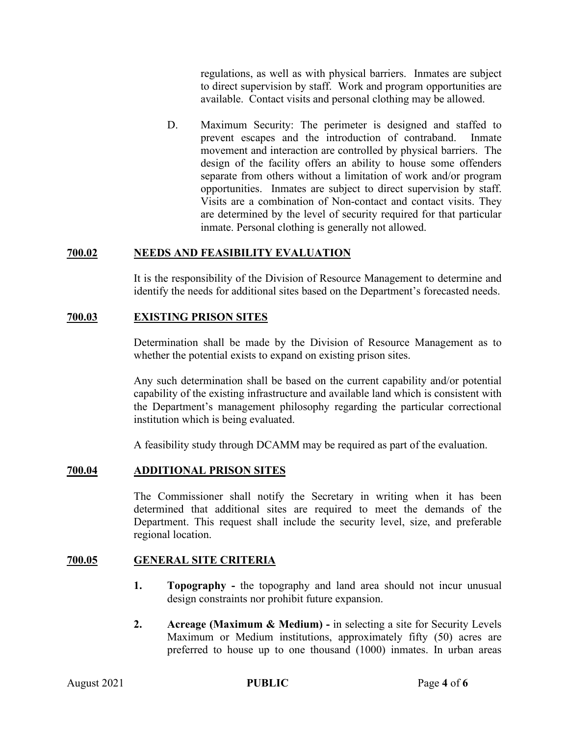regulations, as well as with physical barriers. Inmates are subject to direct supervision by staff. Work and program opportunities are available. Contact visits and personal clothing may be allowed.

D. Maximum Security: The perimeter is designed and staffed to prevent escapes and the introduction of contraband. Inmate movement and interaction are controlled by physical barriers. The design of the facility offers an ability to house some offenders separate from others without a limitation of work and/or program opportunities. Inmates are subject to direct supervision by staff. Visits are a combination of Non-contact and contact visits. They are determined by the level of security required for that particular inmate. Personal clothing is generally not allowed.

## 700.02 NEEDS AND FEASIBILITY EVALUATION

It is the responsibility of the Division of Resource Management to determine and identify the needs for additional sites based on the Department's forecasted needs.

## 700.03 EXISTING PRISON SITES

Determination shall be made by the Division of Resource Management as to whether the potential exists to expand on existing prison sites.

Any such determination shall be based on the current capability and/or potential capability of the existing infrastructure and available land which is consistent with the Department's management philosophy regarding the particular correctional institution which is being evaluated.

A feasibility study through DCAMM may be required as part of the evaluation.

## 700.04 ADDITIONAL PRISON SITES

The Commissioner shall notify the Secretary in writing when it has been determined that additional sites are required to meet the demands of the Department. This request shall include the security level, size, and preferable regional location.

## 700.05 GENERAL SITE CRITERIA

1. **Topography -** the topography and land area should not incur unusual design constraints nor prohibit future expansion.

2. **Acreage (Maximum & Medium) -** in selecting a site for Security Levels Maximum or Medium institutions, approximately fifty (50) acres are preferred to house up to one thousand (1000) inmates. In urban areas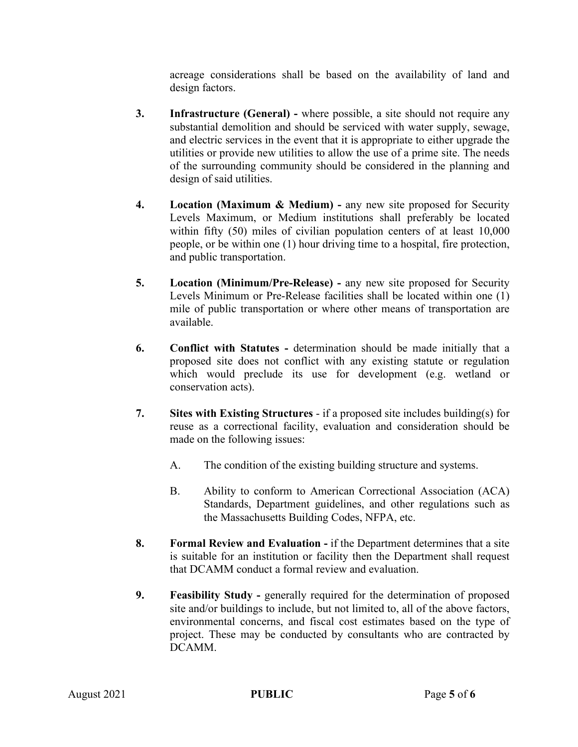acreage considerations shall be based on the availability of land and design factors.

3. **Infrastructure (General) -** where possible, a site should not require any substantial demolition and should be serviced with water supply, sewage, and electric services in the event that it is appropriate to either upgrade the utilities or provide new utilities to allow the use of a prime site. The needs of the surrounding community should be considered in the planning and design of said utilities.

4. **Location (Maximum & Medium) -** any new site proposed for Security Levels Maximum, or Medium institutions shall preferably be located within fifty (50) miles of civilian population centers of at least 10,000 people, or be within one (1) hour driving time to a hospital, fire protection, and public transportation.

5. **Location (Minimum/Pre-Release) -** any new site proposed for Security Levels Minimum or Pre-Release facilities shall be located within one (1) mile of public transportation or where other means of transportation are available.

6. **Conflict with Statutes -** determination should be made initially that a proposed site does not conflict with any existing statute or regulation which would preclude its use for development (e.g. wetland or conservation acts).

7. **Sites with Existing Structures** - if a proposed site includes building(s) for reuse as a correctional facility, evaluation and consideration should be made on the following issues:

   A. The condition of the existing building structure and systems.

   B. Ability to conform to American Correctional Association (ACA) Standards, Department guidelines, and other regulations such as the Massachusetts Building Codes, NFPA, etc.

8. **Formal Review and Evaluation -** if the Department determines that a site is suitable for an institution or facility then the Department shall request that DCAMM conduct a formal review and evaluation.

9. **Feasibility Study -** generally required for the determination of proposed site and/or buildings to include, but not limited to, all of the above factors, environmental concerns, and fiscal cost estimates based on the type of project. These may be conducted by consultants who are contracted by DCAMM.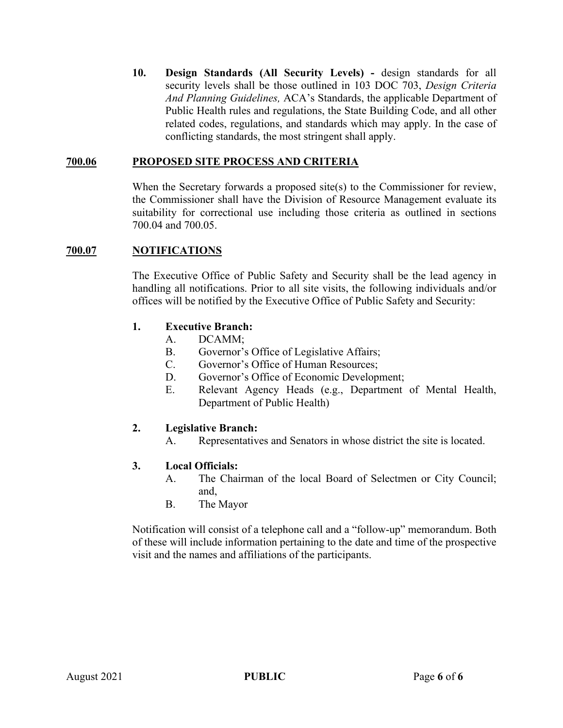10. **Design Standards (All Security Levels) -** design standards for all security levels shall be those outlined in 103 DOC 703, *Design Criteria And Planning Guidelines,* ACA's Standards, the applicable Department of Public Health rules and regulations, the State Building Code, and all other related codes, regulations, and standards which may apply. In the case of conflicting standards, the most stringent shall apply.

## 700.06 PROPOSED SITE PROCESS AND CRITERIA

When the Secretary forwards a proposed site(s) to the Commissioner for review, the Commissioner shall have the Division of Resource Management evaluate its suitability for correctional use including those criteria as outlined in sections 700.04 and 700.05.

## 700.07 NOTIFICATIONS

The Executive Office of Public Safety and Security shall be the lead agency in handling all notifications. Prior to all site visits, the following individuals and/or offices will be notified by the Executive Office of Public Safety and Security:

1. **Executive Branch:**
   - A. DCAMM;
   - B. Governor's Office of Legislative Affairs;
   - C. Governor's Office of Human Resources;
   - D. Governor's Office of Economic Development;
   - E. Relevant Agency Heads (e.g., Department of Mental Health, Department of Public Health)

2. **Legislative Branch:**
   - A. Representatives and Senators in whose district the site is located.

3. **Local Officials:**
   - A. The Chairman of the local Board of Selectmen or City Council; and,
   - B. The Mayor

Notification will consist of a telephone call and a "follow-up" memorandum. Both of these will include information pertaining to the date and time of the prospective visit and the names and affiliations of the participants.